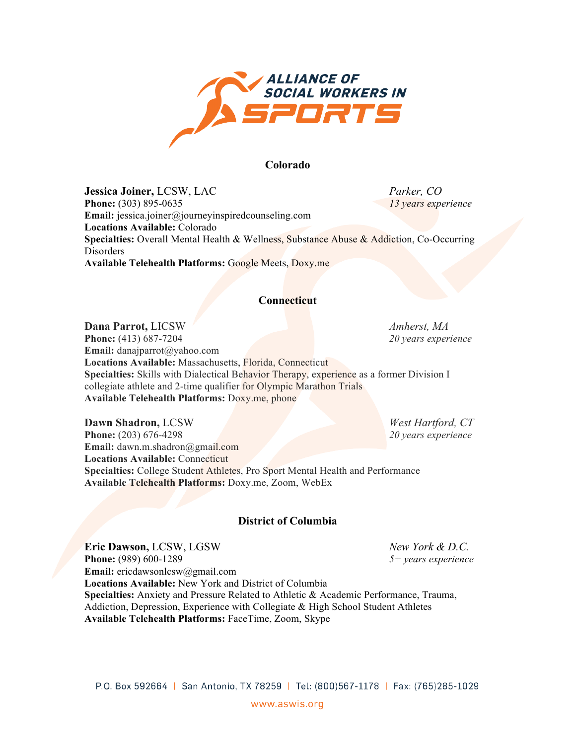ALLIANCE OF SOCIAL WORKERS IN SPORTS

## Colorado

**Jessica Joiner,** LCSW, LAC
*Parker, CO*
*13 years experience*
**Phone:** (303) 895-0635
**Email:** jessica.joiner@journeyinspiredcounseling.com
**Locations Available:** Colorado
**Specialties:** Overall Mental Health & Wellness, Substance Abuse & Addiction, Co-Occurring Disorders
**Available Telehealth Platforms:** Google Meets, Doxy.me

## Connecticut

**Dana Parrot,** LICSW
*Amherst, MA*
*20 years experience*
**Phone:** (413) 687-7204
**Email:** danajparrot@yahoo.com
**Locations Available:** Massachusetts, Florida, Connecticut
**Specialties:** Skills with Dialectical Behavior Therapy, experience as a former Division I collegiate athlete and 2-time qualifier for Olympic Marathon Trials
**Available Telehealth Platforms:** Doxy.me, phone

**Dawn Shadron,** LCSW
*West Hartford, CT*
*20 years experience*
**Phone:** (203) 676-4298
**Email:** dawn.m.shadron@gmail.com
**Locations Available:** Connecticut
**Specialties:** College Student Athletes, Pro Sport Mental Health and Performance
**Available Telehealth Platforms:** Doxy.me, Zoom, WebEx

## District of Columbia

**Eric Dawson,** LCSW, LGSW
*New York & D.C.*
*5+ years experience*
**Phone:** (989) 600-1289
**Email:** ericdawsonlcsw@gmail.com
**Locations Available:** New York and District of Columbia
**Specialties:** Anxiety and Pressure Related to Athletic & Academic Performance, Trauma, Addiction, Depression, Experience with Collegiate & High School Student Athletes
**Available Telehealth Platforms:** FaceTime, Zoom, Skype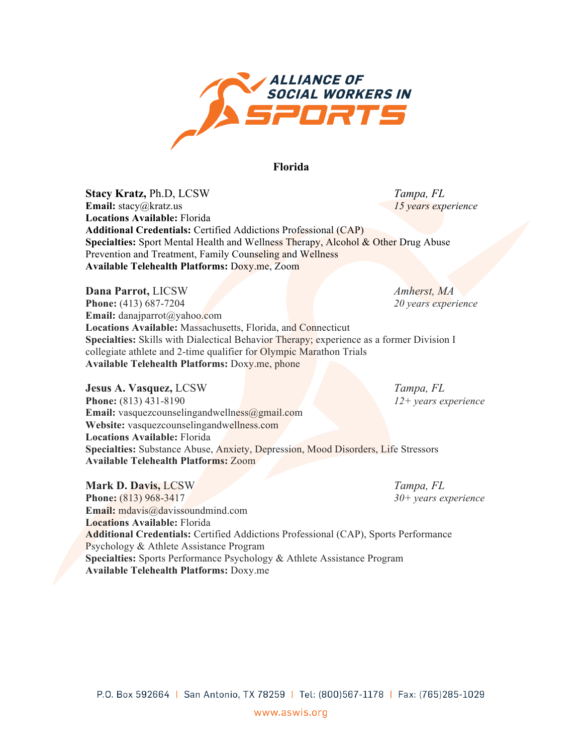## Florida

**Stacy Kratz,** Ph.D, LCSW
*Tampa, FL*
*15 years experience*
**Email:** stacy@kratz.us
**Locations Available:** Florida
**Additional Credentials:** Certified Addictions Professional (CAP)
**Specialties:** Sport Mental Health and Wellness Therapy, Alcohol & Other Drug Abuse Prevention and Treatment, Family Counseling and Wellness
**Available Telehealth Platforms:** Doxy.me, Zoom

**Dana Parrot,** LICSW
*Amherst, MA*
*20 years experience*
**Phone:** (413) 687-7204
**Email:** danajparrot@yahoo.com
**Locations Available:** Massachusetts, Florida, and Connecticut
**Specialties:** Skills with Dialectical Behavior Therapy; experience as a former Division I collegiate athlete and 2-time qualifier for Olympic Marathon Trials
**Available Telehealth Platforms:** Doxy.me, phone

**Jesus A. Vasquez,** LCSW
*Tampa, FL*
*12+ years experience*
**Phone:** (813) 431-8190
**Email:** vasquezcounselingandwellness@gmail.com
**Website:** vasquezcounselingandwellness.com
**Locations Available:** Florida
**Specialties:** Substance Abuse, Anxiety, Depression, Mood Disorders, Life Stressors
**Available Telehealth Platforms:** Zoom

**Mark D. Davis,** LCSW
*Tampa, FL*
*30+ years experience*
**Phone:** (813) 968-3417
**Email:** mdavis@davissoundmind.com
**Locations Available:** Florida
**Additional Credentials:** Certified Addictions Professional (CAP), Sports Performance Psychology & Athlete Assistance Program
**Specialties:** Sports Performance Psychology & Athlete Assistance Program
**Available Telehealth Platforms:** Doxy.me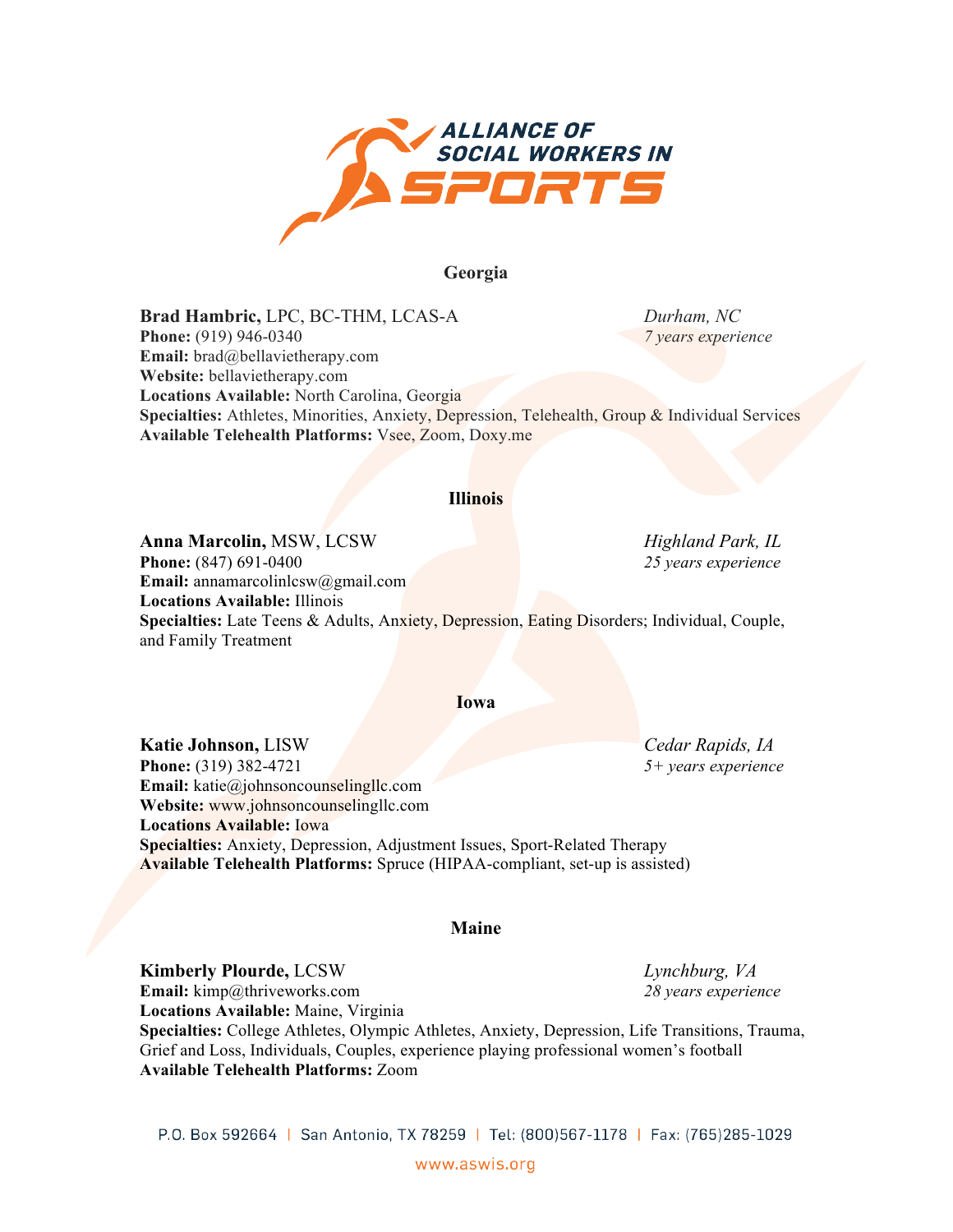## Georgia

**Brad Hambric,** LPC, BC-THM, LCAS-A  
*Durham, NC*  
*7 years experience*  
**Phone:** (919) 946-0340  
**Email:** brad@bellavietherapy.com  
**Website:** bellavietherapy.com  
**Locations Available:** North Carolina, Georgia  
**Specialties:** Athletes, Minorities, Anxiety, Depression, Telehealth, Group & Individual Services  
**Available Telehealth Platforms:** Vsee, Zoom, Doxy.me

## Illinois

**Anna Marcolin,** MSW, LCSW  
*Highland Park, IL*  
*25 years experience*  
**Phone:** (847) 691-0400  
**Email:** annamarcolinlcsw@gmail.com  
**Locations Available:** Illinois  
**Specialties:** Late Teens & Adults, Anxiety, Depression, Eating Disorders; Individual, Couple, and Family Treatment

## Iowa

**Katie Johnson,** LISW  
*Cedar Rapids, IA*  
*5+ years experience*  
**Phone:** (319) 382-4721  
**Email:** katie@johnsoncounselingllc.com  
**Website:** www.johnsoncounselingllc.com  
**Locations Available:** Iowa  
**Specialties:** Anxiety, Depression, Adjustment Issues, Sport-Related Therapy  
**Available Telehealth Platforms:** Spruce (HIPAA-compliant, set-up is assisted)

## Maine

**Kimberly Plourde,** LCSW  
*Lynchburg, VA*  
*28 years experience*  
**Email:** kimp@thriveworks.com  
**Locations Available:** Maine, Virginia  
**Specialties:** College Athletes, Olympic Athletes, Anxiety, Depression, Life Transitions, Trauma, Grief and Loss, Individuals, Couples, experience playing professional women's football  
**Available Telehealth Platforms:** Zoom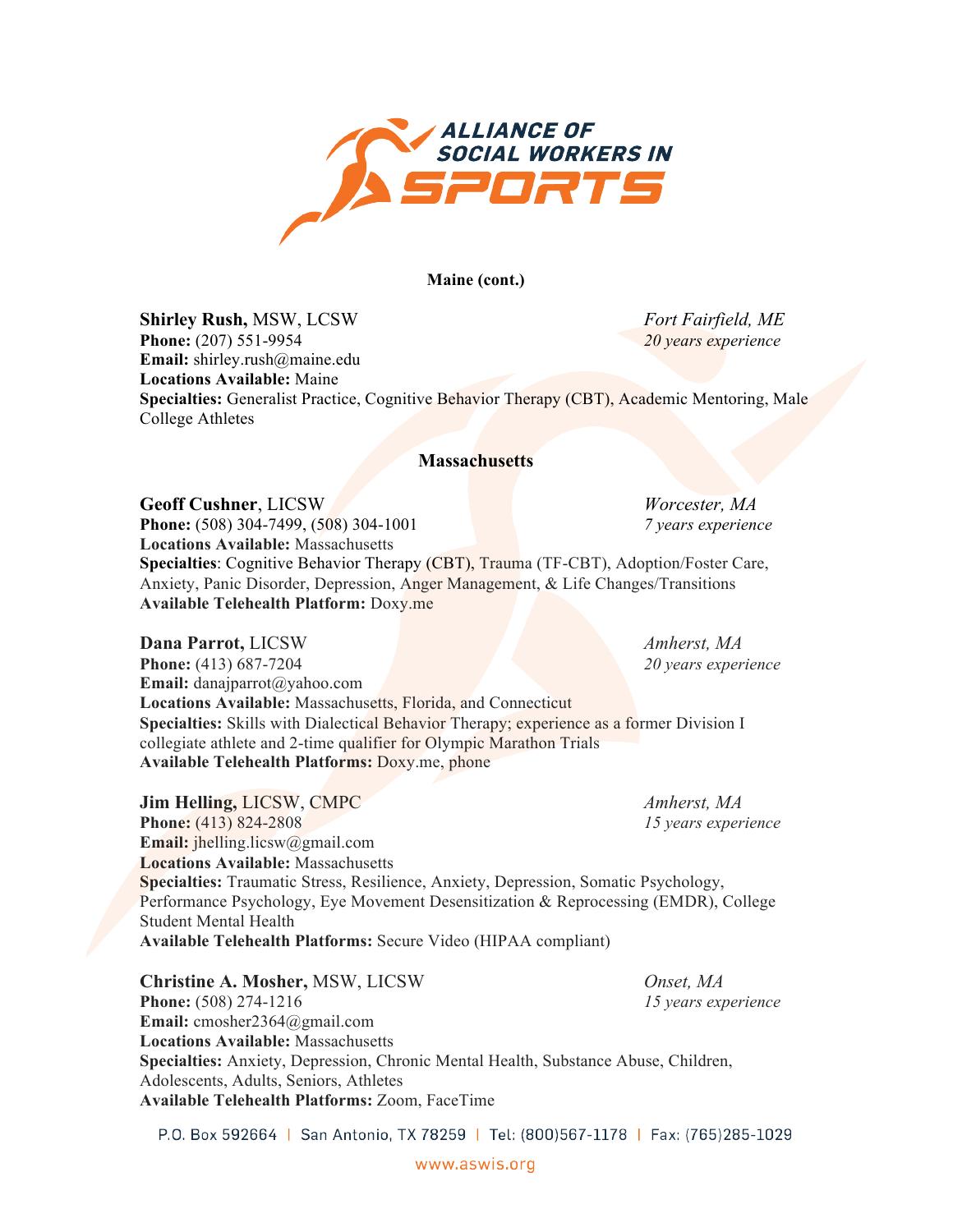**Maine (cont.)**

**Shirley Rush,** MSW, LCSW — *Fort Fairfield, ME*
**Phone:** (207) 551-9954 — *20 years experience*
**Email:** shirley.rush@maine.edu
**Locations Available:** Maine
**Specialties:** Generalist Practice, Cognitive Behavior Therapy (CBT), Academic Mentoring, Male College Athletes

## Massachusetts

**Geoff Cushner**, LICSW — *Worcester, MA*
**Phone:** (508) 304-7499, (508) 304-1001 — *7 years experience*
**Locations Available:** Massachusetts
**Specialties**: Cognitive Behavior Therapy (CBT), Trauma (TF-CBT), Adoption/Foster Care, Anxiety, Panic Disorder, Depression, Anger Management, & Life Changes/Transitions
**Available Telehealth Platform:** Doxy.me

**Dana Parrot,** LICSW — *Amherst, MA*
**Phone:** (413) 687-7204 — *20 years experience*
**Email:** danajparrot@yahoo.com
**Locations Available:** Massachusetts, Florida, and Connecticut
**Specialties:** Skills with Dialectical Behavior Therapy; experience as a former Division I collegiate athlete and 2-time qualifier for Olympic Marathon Trials
**Available Telehealth Platforms:** Doxy.me, phone

**Jim Helling,** LICSW, CMPC — *Amherst, MA*
**Phone:** (413) 824-2808 — *15 years experience*
**Email:** jhelling.licsw@gmail.com
**Locations Available:** Massachusetts
**Specialties:** Traumatic Stress, Resilience, Anxiety, Depression, Somatic Psychology, Performance Psychology, Eye Movement Desensitization & Reprocessing (EMDR), College Student Mental Health
**Available Telehealth Platforms:** Secure Video (HIPAA compliant)

**Christine A. Mosher,** MSW, LICSW — *Onset, MA*
**Phone:** (508) 274-1216 — *15 years experience*
**Email:** cmosher2364@gmail.com
**Locations Available:** Massachusetts
**Specialties:** Anxiety, Depression, Chronic Mental Health, Substance Abuse, Children, Adolescents, Adults, Seniors, Athletes
**Available Telehealth Platforms:** Zoom, FaceTime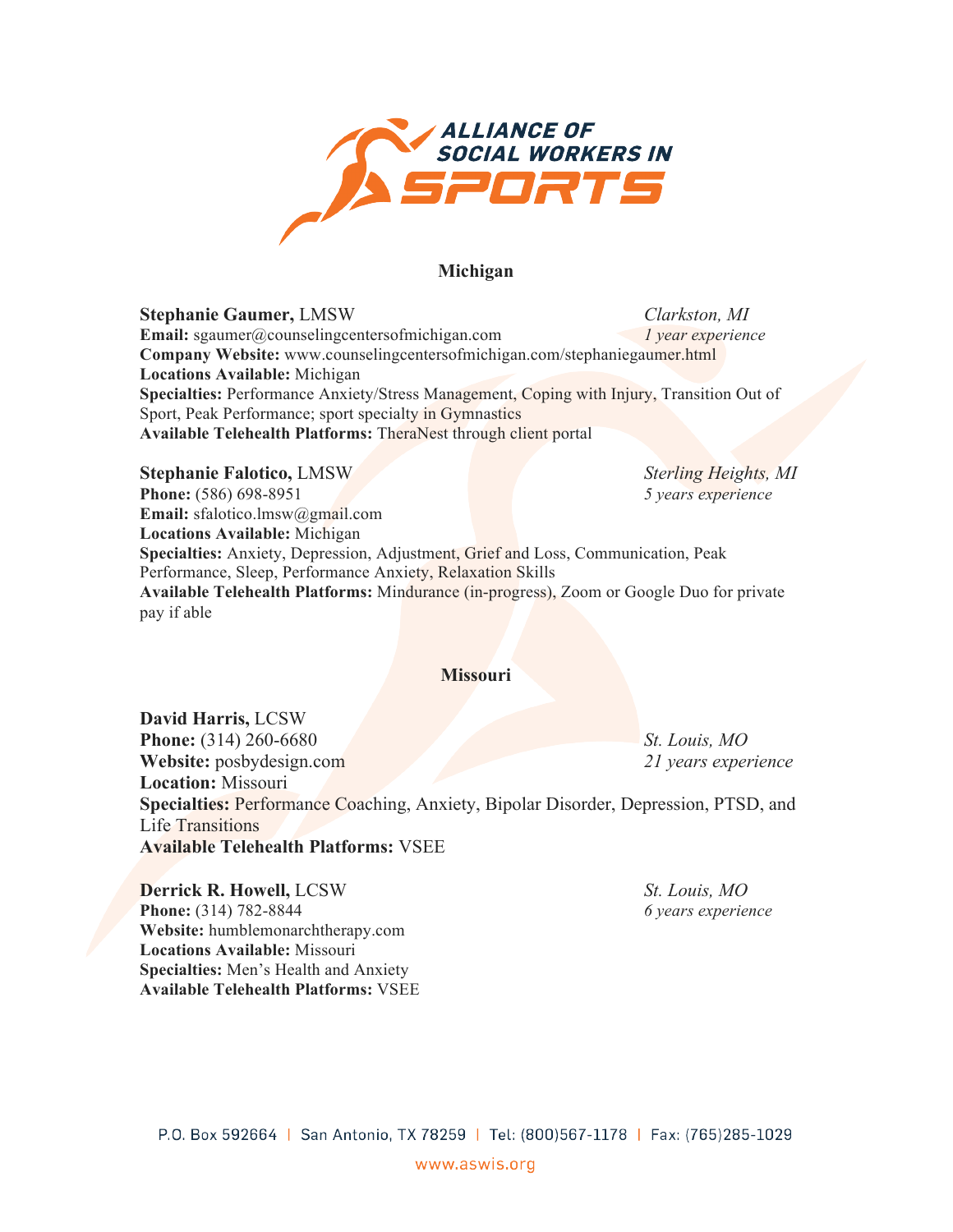## Michigan

**Stephanie Gaumer,** LMSW *Clarkston, MI*
**Email:** sgaumer@counselingcentersofmichigan.com *1 year experience*
**Company Website:** www.counselingcentersofmichigan.com/stephaniegaumer.html
**Locations Available:** Michigan
**Specialties:** Performance Anxiety/Stress Management, Coping with Injury, Transition Out of Sport, Peak Performance; sport specialty in Gymnastics
**Available Telehealth Platforms:** TheraNest through client portal

**Stephanie Falotico,** LMSW *Sterling Heights, MI*
**Phone:** (586) 698-8951 *5 years experience*
**Email:** sfalotico.lmsw@gmail.com
**Locations Available:** Michigan
**Specialties:** Anxiety, Depression, Adjustment, Grief and Loss, Communication, Peak Performance, Sleep, Performance Anxiety, Relaxation Skills
**Available Telehealth Platforms:** Mindurance (in-progress), Zoom or Google Duo for private pay if able

## Missouri

**David Harris,** LCSW
**Phone:** (314) 260-6680 *St. Louis, MO*
**Website:** posbydesign.com *21 years experience*
**Location:** Missouri
**Specialties:** Performance Coaching, Anxiety, Bipolar Disorder, Depression, PTSD, and Life Transitions
**Available Telehealth Platforms:** VSEE

**Derrick R. Howell,** LCSW *St. Louis, MO*
**Phone:** (314) 782-8844 *6 years experience*
**Website:** humblemonarchtherapy.com
**Locations Available:** Missouri
**Specialties:** Men's Health and Anxiety
**Available Telehealth Platforms:** VSEE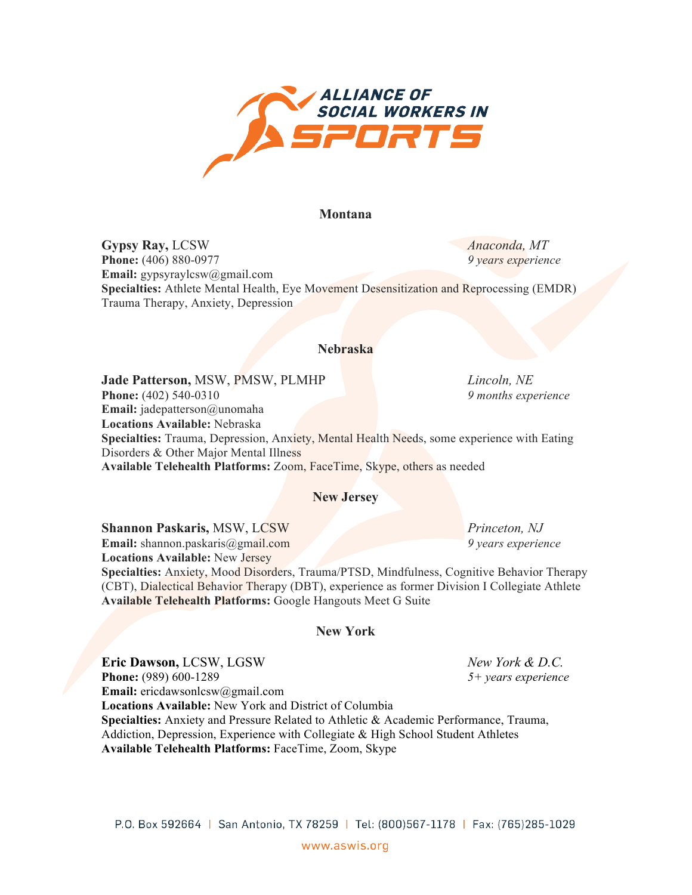## Montana

**Gypsy Ray,** LCSW *Anaconda, MT*
**Phone:** (406) 880-0977 *9 years experience*
**Email:** gypsyraylcsw@gmail.com
**Specialties:** Athlete Mental Health, Eye Movement Desensitization and Reprocessing (EMDR) Trauma Therapy, Anxiety, Depression

## Nebraska

**Jade Patterson,** MSW, PMSW, PLMHP *Lincoln, NE*
**Phone:** (402) 540-0310 *9 months experience*
**Email:** jadepatterson@unomaha
**Locations Available:** Nebraska
**Specialties:** Trauma, Depression, Anxiety, Mental Health Needs, some experience with Eating Disorders & Other Major Mental Illness
**Available Telehealth Platforms:** Zoom, FaceTime, Skype, others as needed

## New Jersey

**Shannon Paskaris,** MSW, LCSW *Princeton, NJ*
**Email:** shannon.paskaris@gmail.com *9 years experience*
**Locations Available:** New Jersey
**Specialties:** Anxiety, Mood Disorders, Trauma/PTSD, Mindfulness, Cognitive Behavior Therapy (CBT), Dialectical Behavior Therapy (DBT), experience as former Division I Collegiate Athlete
**Available Telehealth Platforms:** Google Hangouts Meet G Suite

## New York

**Eric Dawson,** LCSW, LGSW *New York & D.C.*
**Phone:** (989) 600-1289 *5+ years experience*
**Email:** ericdawsonlcsw@gmail.com
**Locations Available:** New York and District of Columbia
**Specialties:** Anxiety and Pressure Related to Athletic & Academic Performance, Trauma, Addiction, Depression, Experience with Collegiate & High School Student Athletes
**Available Telehealth Platforms:** FaceTime, Zoom, Skype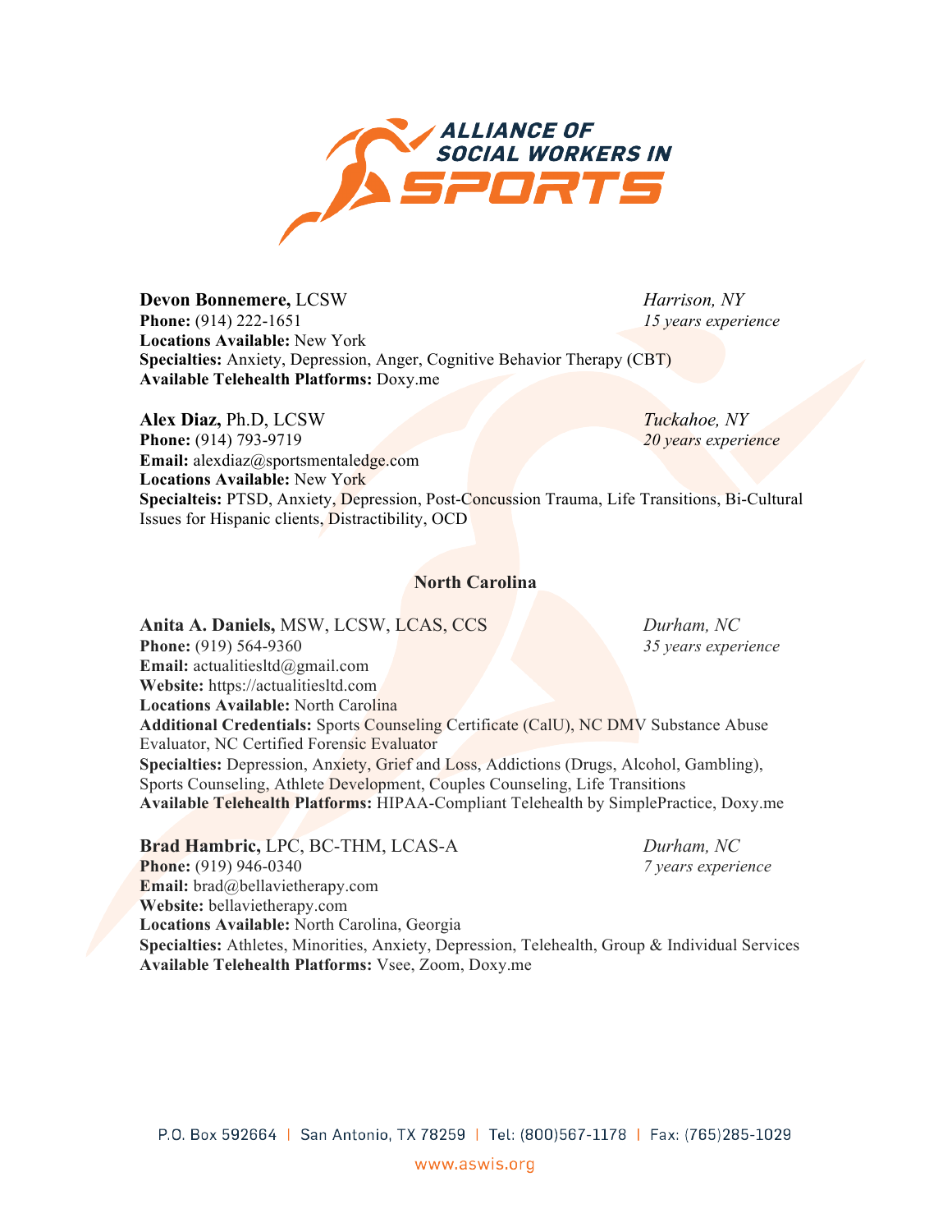**Devon Bonnemere,** LCSW *Harrison, NY*
**Phone:** (914) 222-1651 *15 years experience*
**Locations Available:** New York
**Specialties:** Anxiety, Depression, Anger, Cognitive Behavior Therapy (CBT)
**Available Telehealth Platforms:** Doxy.me

**Alex Diaz,** Ph.D, LCSW *Tuckahoe, NY*
**Phone:** (914) 793-9719 *20 years experience*
**Email:** alexdiaz@sportsmentaledge.com
**Locations Available:** New York
**Specialteis:** PTSD, Anxiety, Depression, Post-Concussion Trauma, Life Transitions, Bi-Cultural Issues for Hispanic clients, Distractibility, OCD

## North Carolina

**Anita A. Daniels,** MSW, LCSW, LCAS, CCS *Durham, NC*
**Phone:** (919) 564-9360 *35 years experience*
**Email:** actualitiesltd@gmail.com
**Website:** https://actualitiesltd.com
**Locations Available:** North Carolina
**Additional Credentials:** Sports Counseling Certificate (CalU), NC DMV Substance Abuse Evaluator, NC Certified Forensic Evaluator
**Specialties:** Depression, Anxiety, Grief and Loss, Addictions (Drugs, Alcohol, Gambling), Sports Counseling, Athlete Development, Couples Counseling, Life Transitions
**Available Telehealth Platforms:** HIPAA-Compliant Telehealth by SimplePractice, Doxy.me

**Brad Hambric,** LPC, BC-THM, LCAS-A *Durham, NC*
**Phone:** (919) 946-0340 *7 years experience*
**Email:** brad@bellavietherapy.com
**Website:** bellavietherapy.com
**Locations Available:** North Carolina, Georgia
**Specialties:** Athletes, Minorities, Anxiety, Depression, Telehealth, Group & Individual Services
**Available Telehealth Platforms:** Vsee, Zoom, Doxy.me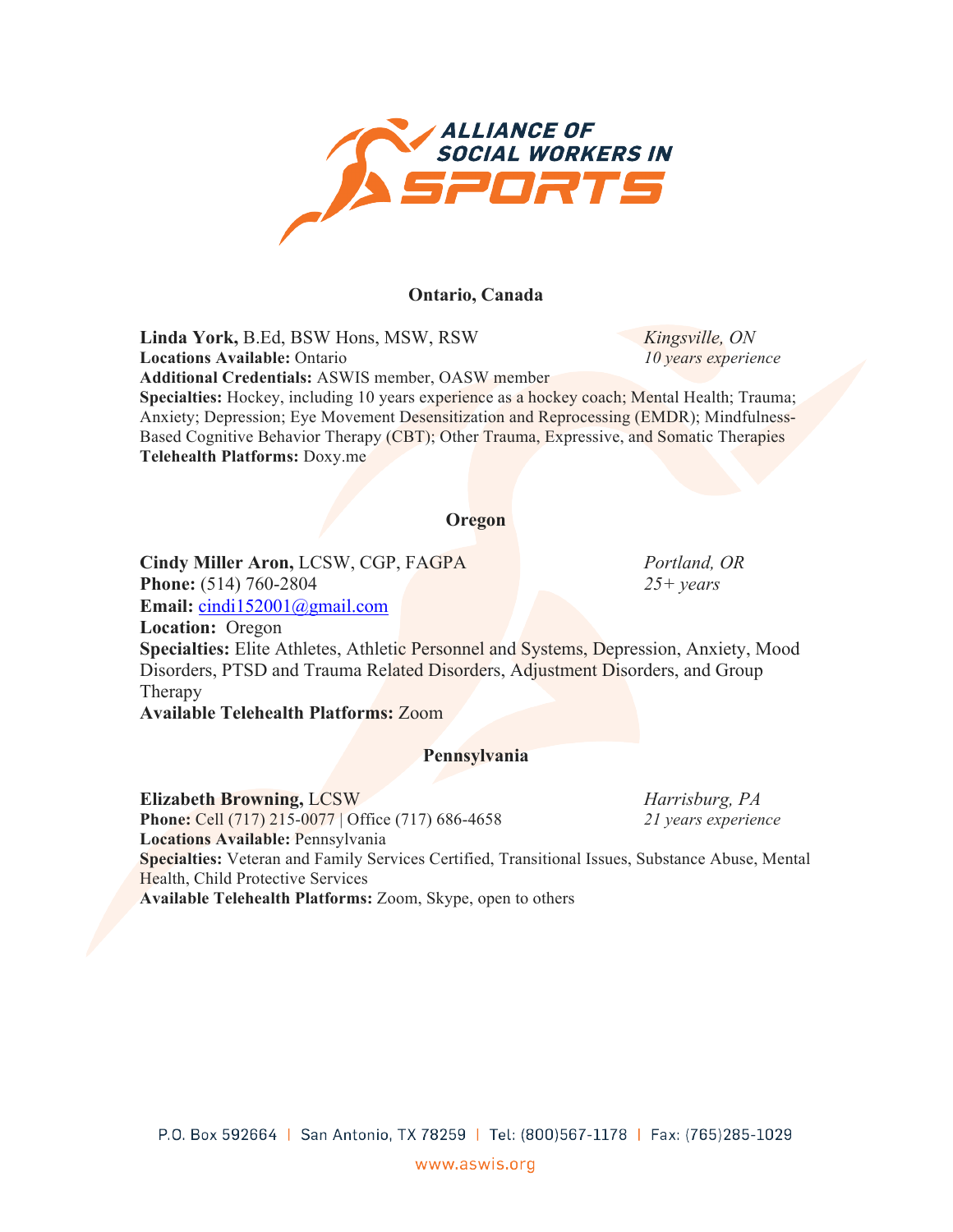## Ontario, Canada

**Linda York,** B.Ed, BSW Hons, MSW, RSW *Kingsville, ON*
**Locations Available:** Ontario *10 years experience*
**Additional Credentials:** ASWIS member, OASW member
**Specialties:** Hockey, including 10 years experience as a hockey coach; Mental Health; Trauma; Anxiety; Depression; Eye Movement Desensitization and Reprocessing (EMDR); Mindfulness-Based Cognitive Behavior Therapy (CBT); Other Trauma, Expressive, and Somatic Therapies
**Telehealth Platforms:** Doxy.me

## Oregon

**Cindy Miller Aron,** LCSW, CGP, FAGPA *Portland, OR*
**Phone:** (514) 760-2804 *25+ years*
**Email:** cindi152001@gmail.com
**Location:** Oregon
**Specialties:** Elite Athletes, Athletic Personnel and Systems, Depression, Anxiety, Mood Disorders, PTSD and Trauma Related Disorders, Adjustment Disorders, and Group Therapy
**Available Telehealth Platforms:** Zoom

## Pennsylvania

**Elizabeth Browning,** LCSW *Harrisburg, PA*
**Phone:** Cell (717) 215-0077 | Office (717) 686-4658 *21 years experience*
**Locations Available:** Pennsylvania
**Specialties:** Veteran and Family Services Certified, Transitional Issues, Substance Abuse, Mental Health, Child Protective Services
**Available Telehealth Platforms:** Zoom, Skype, open to others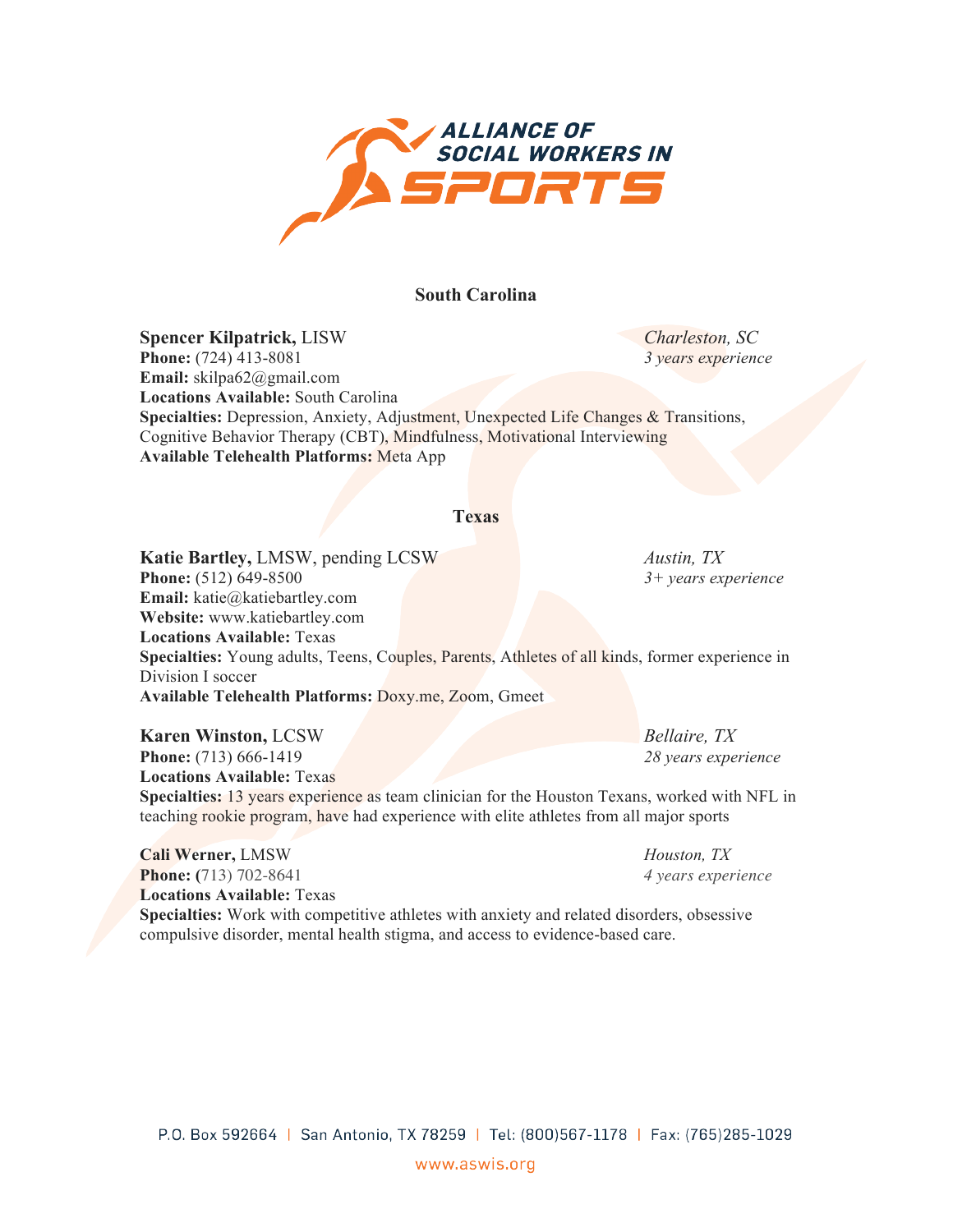## South Carolina

**Spencer Kilpatrick,** LISW
*Charleston, SC*
*3 years experience*
**Phone:** (724) 413-8081
**Email:** skilpa62@gmail.com
**Locations Available:** South Carolina
**Specialties:** Depression, Anxiety, Adjustment, Unexpected Life Changes & Transitions, Cognitive Behavior Therapy (CBT), Mindfulness, Motivational Interviewing
**Available Telehealth Platforms:** Meta App

## Texas

**Katie Bartley,** LMSW, pending LCSW
*Austin, TX*
*3+ years experience*
**Phone:** (512) 649-8500
**Email:** katie@katiebartley.com
**Website:** www.katiebartley.com
**Locations Available:** Texas
**Specialties:** Young adults, Teens, Couples, Parents, Athletes of all kinds, former experience in Division I soccer
**Available Telehealth Platforms:** Doxy.me, Zoom, Gmeet

**Karen Winston,** LCSW
*Bellaire, TX*
*28 years experience*
**Phone:** (713) 666-1419
**Locations Available:** Texas
**Specialties:** 13 years experience as team clinician for the Houston Texans, worked with NFL in teaching rookie program, have had experience with elite athletes from all major sports

**Cali Werner,** LMSW
*Houston, TX*
*4 years experience*
**Phone: (**713) 702-8641
**Locations Available:** Texas
**Specialties:** Work with competitive athletes with anxiety and related disorders, obsessive compulsive disorder, mental health stigma, and access to evidence-based care.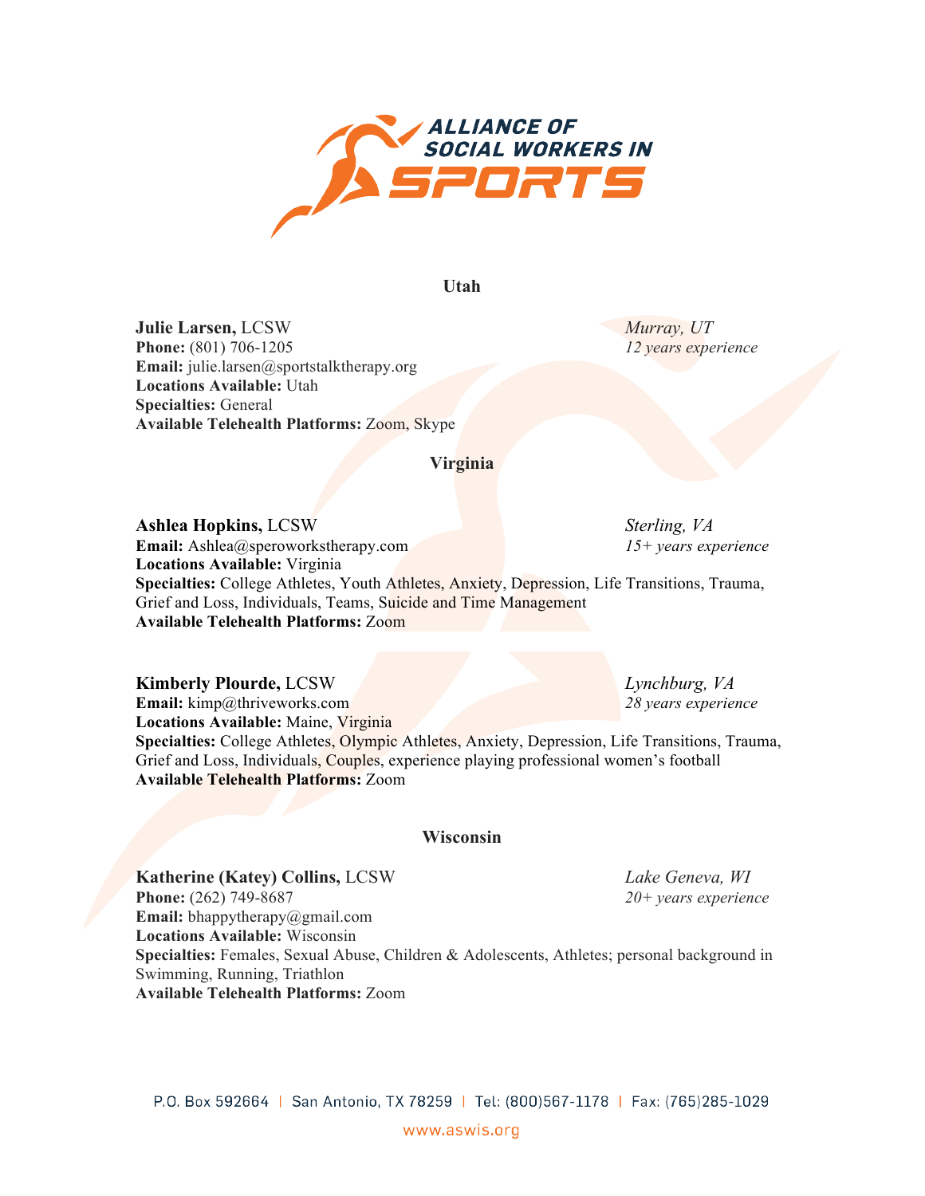## Utah

**Julie Larsen,** LCSW
*Murray, UT*
*12 years experience*
**Phone:** (801) 706-1205
**Email:** julie.larsen@sportstalktherapy.org
**Locations Available:** Utah
**Specialties:** General
**Available Telehealth Platforms:** Zoom, Skype

## Virginia

**Ashlea Hopkins,** LCSW
*Sterling, VA*
*15+ years experience*
**Email:** Ashlea@speroworkstherapy.com
**Locations Available:** Virginia
**Specialties:** College Athletes, Youth Athletes, Anxiety, Depression, Life Transitions, Trauma, Grief and Loss, Individuals, Teams, Suicide and Time Management
**Available Telehealth Platforms:** Zoom

**Kimberly Plourde,** LCSW
*Lynchburg, VA*
*28 years experience*
**Email:** kimp@thriveworks.com
**Locations Available:** Maine, Virginia
**Specialties:** College Athletes, Olympic Athletes, Anxiety, Depression, Life Transitions, Trauma, Grief and Loss, Individuals, Couples, experience playing professional women's football
**Available Telehealth Platforms:** Zoom

## Wisconsin

**Katherine (Katey) Collins,** LCSW
*Lake Geneva, WI*
*20+ years experience*
**Phone:** (262) 749-8687
**Email:** bhappytherapy@gmail.com
**Locations Available:** Wisconsin
**Specialties:** Females, Sexual Abuse, Children & Adolescents, Athletes; personal background in Swimming, Running, Triathlon
**Available Telehealth Platforms:** Zoom